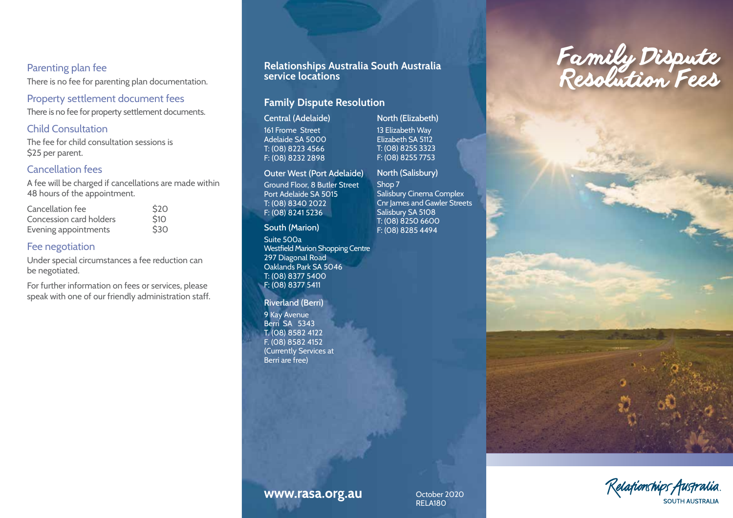## Parenting plan fee

There is no fee for parenting plan documentation.

## Property settlement document fees

There is no fee for property settlement documents.

## Child Consultation

The fee for child consultation sessions is $25 per parent.

## Cancellation fees

A fee will be charged if cancellations are made within 48 hours of the appointment.

| | |
|---|---|
| Cancellation fee | $20 |
| Concession card holders | $10 |
| Evening appointments | $30 |

## Fee negotiation

Under special circumstances a fee reduction can be negotiated.

For further information on fees or services, please speak with one of our friendly administration staff.

## Relationships Australia South Australia service locations

### Family Dispute Resolution

**Central (Adelaide)**
161 Frome Street
Adelaide SA 5000
T: (08) 8223 4566
F: (08) 8232 2898

**Outer West (Port Adelaide)**
Ground Floor, 8 Butler Street
Port Adelaide SA 5015
T: (08) 8340 2022
F: (08) 8241 5236

**South (Marion)**
Suite 500a
Westfield Marion Shopping Centre
297 Diagonal Road
Oaklands Park SA 5046
T: (08) 8377 5400
F: (08) 8377 5411

**Riverland (Berri)**
9 Kay Avenue
Berri SA 5343
T. (08) 8582 4122
F. (08) 8582 4152
(Currently Services at Berri are free)

**North (Elizabeth)**
13 Elizabeth Way
Elizabeth SA 5112
T: (08) 8255 3323
F: (08) 8255 7753

**North (Salisbury)**
Shop 7
Salisbury Cinema Complex
Cnr James and Gawler Streets
Salisbury SA 5108
T: (08) 8250 6600
F: (08) 8285 4494

**www.rasa.org.au**

October 2020
RELA180

# Family Dispute Resolution Fees

Relationships Australia.
SOUTH AUSTRALIA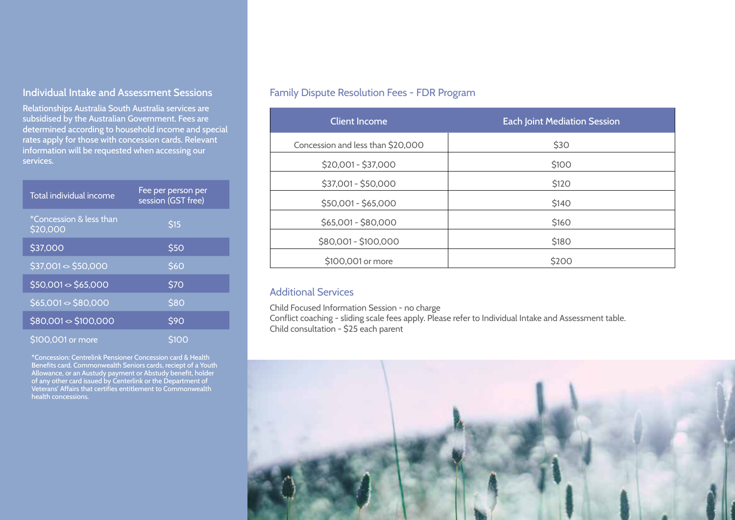## Individual Intake and Assessment Sessions

Relationships Australia South Australia services are subsidised by the Australian Government. Fees are determined according to household income and special rates apply for those with concession cards. Relevant information will be requested when accessing our services.

| Total individual income | Fee per person per session (GST free) |
|---|---|
| *Concession & less than $20,000 | $15 |
| $37,000 | $50 |
| $37,001 <> $50,000 | $60 |
| $50,001 <> $65,000 | $70 |
| $65,001 <> $80,000 | $80 |
| $80,001 <> $100,000 | $90 |
| $100,001 or more | $100 |

*Concession: Centrelink Pensioner Concession card & Health Benefits card. Commonwealth Seniors cards, reciept of a Youth Allowance, or an Austudy payment or Abstudy benefit, holder of any other card issued by Centerlink or the Department of Veterans' Affairs that certifies entitlement to Commonwealth health concessions.

## Family Dispute Resolution Fees - FDR Program

| Client Income | Each Joint Mediation Session |
|---|---|
| Concession and less than $20,000 | $30 |
| $20,001 - $37,000 | $100 |
| $37,001 - $50,000 | $120 |
| $50,001 - $65,000 | $140 |
| $65,001 - $80,000 | $160 |
| $80,001 - $100,000 | $180 |
| $100,001 or more | $200 |

## Additional Services

Child Focused Information Session - no charge
Conflict coaching - sliding scale fees apply. Please refer to Individual Intake and Assessment table.
Child consultation - $25 each parent